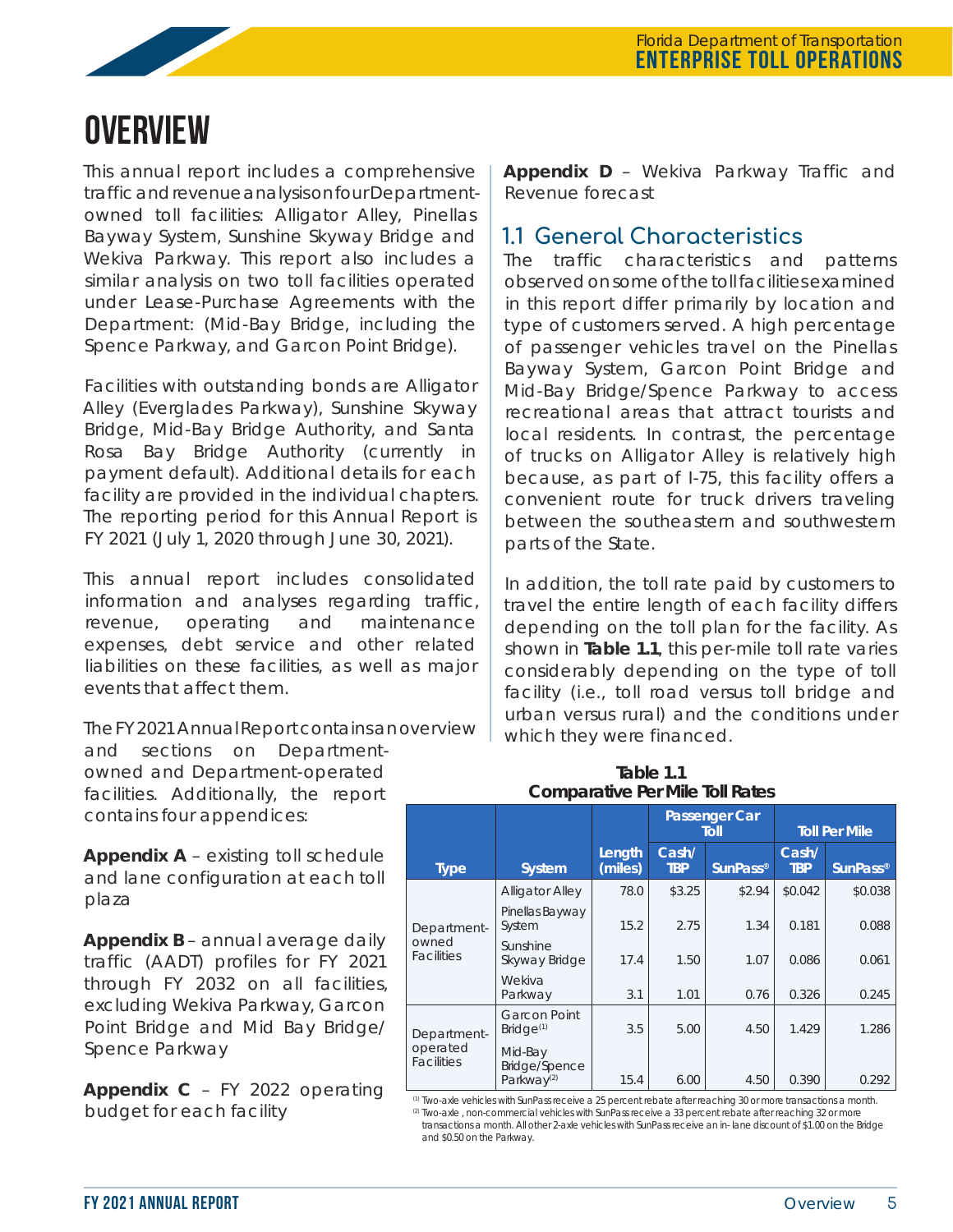# OVERVIEW

This annual report includes a comprehensive traffic and revenue analysis on four Department-owned toll facilities: Alligator Alley, Pinellas Bayway System, Sunshine Skyway Bridge and Wekiva Parkway. This report also includes a similar analysis on two toll facilities operated under Lease-Purchase Agreements with the Department: (Mid-Bay Bridge, including the Spence Parkway, and Garcon Point Bridge).

Facilities with outstanding bonds are Alligator Alley (Everglades Parkway), Sunshine Skyway Bridge, Mid-Bay Bridge Authority, and Santa Rosa Bay Bridge Authority (currently in payment default). Additional details for each facility are provided in the individual chapters. The reporting period for this Annual Report is FY 2021 (July 1, 2020 through June 30, 2021).

This annual report includes consolidated information and analyses regarding traffic, revenue, operating and maintenance expenses, debt service and other related liabilities on these facilities, as well as major events that affect them.

The FY 2021 Annual Report contains an overview and sections on Department-owned and Department-operated facilities. Additionally, the report contains four appendices:

**Appendix A** – existing toll schedule and lane configuration at each toll plaza

**Appendix B** – annual average daily traffic (AADT) profiles for FY 2021 through FY 2032 on all facilities, excluding Wekiva Parkway, Garcon Point Bridge and Mid Bay Bridge/ Spence Parkway

**Appendix C** – FY 2022 operating budget for each facility

**Appendix D** – Wekiva Parkway Traffic and Revenue forecast

## 1.1 General Characteristics

The traffic characteristics and patterns observed on some of the toll facilities examined in this report differ primarily by location and type of customers served. A high percentage of passenger vehicles travel on the Pinellas Bayway System, Garcon Point Bridge and Mid-Bay Bridge/Spence Parkway to access recreational areas that attract tourists and local residents. In contrast, the percentage of trucks on Alligator Alley is relatively high because, as part of I-75, this facility offers a convenient route for truck drivers traveling between the southeastern and southwestern parts of the State.

In addition, the toll rate paid by customers to travel the entire length of each facility differs depending on the toll plan for the facility. As shown in **Table 1.1**, this per-mile toll rate varies considerably depending on the type of toll facility (i.e., toll road versus toll bridge and urban versus rural) and the conditions under which they were financed.

**Table 1.1**
**Comparative Per Mile Toll Rates**

| | | | Passenger Car Toll | | Toll Per Mile | |
|---|---|---|---|---|---|---|
| **Type** | **System** | **Length (miles)** | **Cash/ TBP** | **SunPass®** | **Cash/ TBP** | **SunPass®** |
| Department-owned Facilities | Alligator Alley | 78.0 | $3.25 | $2.94 | $0.042 | $0.038 |
| | Pinellas Bayway System | 15.2 | 2.75 | 1.34 | 0.181 | 0.088 |
| | Sunshine Skyway Bridge | 17.4 | 1.50 | 1.07 | 0.086 | 0.061 |
| | Wekiva Parkway | 3.1 | 1.01 | 0.76 | 0.326 | 0.245 |
| Department-operated Facilities | Garcon Point Bridge[1] | 3.5 | 5.00 | 4.50 | 1.429 | 1.286 |
| | Mid-Bay Bridge/Spence Parkway[2] | 15.4 | 6.00 | 4.50 | 0.390 | 0.292 |

[1] Two-axle vehicles with SunPass receive a 25 percent rebate after reaching 30 or more transactions a month.
[2] Two-axle , non-commercial vehicles with SunPass receive a 33 percent rebate after reaching 32 or more transactions a month. All other 2-axle vehicles with SunPass receive an in- lane discount of $1.00 on the Bridge and $0.50 on the Parkway.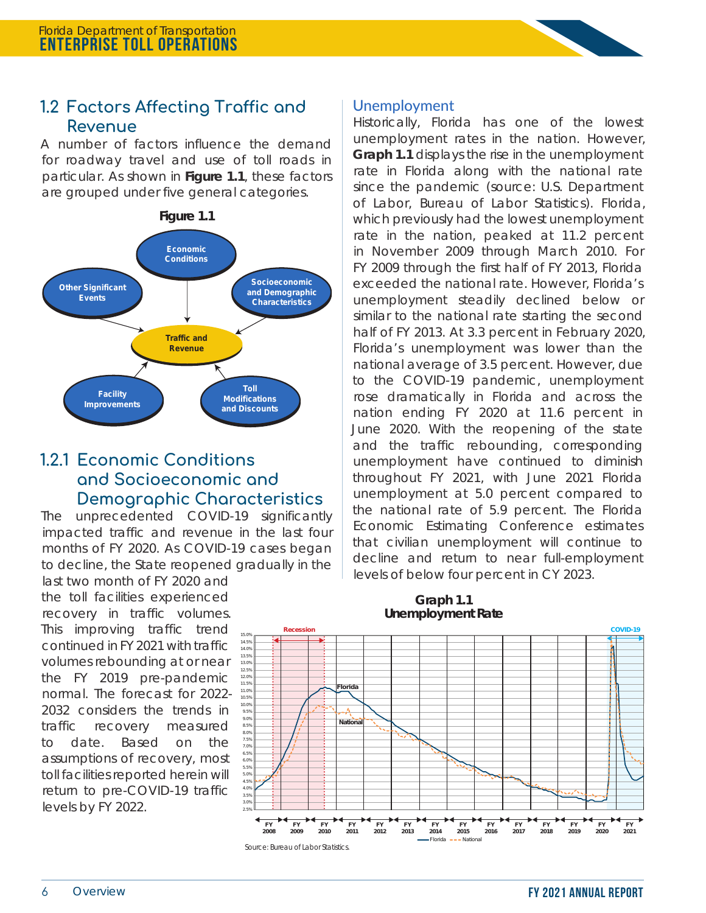## 1.2 Factors Affecting Traffic and Revenue

A number of factors influence the demand for roadway travel and use of toll roads in particular. As shown in **Figure 1.1**, these factors are grouped under five general categories.

**Figure 1.1**

Economic Conditions

Other Significant Events

Socioeconomic and Demographic Characteristics

Traffic and Revenue

Facility Improvements

Toll Modifications and Discounts

### 1.2.1 Economic Conditions and Socioeconomic and Demographic Characteristics

The unprecedented COVID-19 significantly impacted traffic and revenue in the last four months of FY 2020. As COVID-19 cases began to decline, the State reopened gradually in the last two month of FY 2020 and the toll facilities experienced recovery in traffic volumes. This improving traffic trend continued in FY 2021 with traffic volumes rebounding at or near the FY 2019 pre-pandemic normal. The forecast for 2022-2032 considers the trends in traffic recovery measured to date. Based on the assumptions of recovery, most toll facilities reported herein will return to pre-COVID-19 traffic levels by FY 2022.

#### Unemployment

Historically, Florida has one of the lowest unemployment rates in the nation. However, **Graph 1.1** displays the rise in the unemployment rate in Florida along with the national rate since the pandemic (source: U.S. Department of Labor, Bureau of Labor Statistics). Florida, which previously had the lowest unemployment rate in the nation, peaked at 11.2 percent in November 2009 through March 2010. For FY 2009 through the first half of FY 2013, Florida exceeded the national rate. However, Florida's unemployment steadily declined below or similar to the national rate starting the second half of FY 2013. At 3.3 percent in February 2020, Florida's unemployment was lower than the national average of 3.5 percent. However, due to the COVID-19 pandemic, unemployment rose dramatically in Florida and across the nation ending FY 2020 at 11.6 percent in June 2020. With the reopening of the state and the traffic rebounding, corresponding unemployment have continued to diminish throughout FY 2021, with June 2021 Florida unemployment at 5.0 percent compared to the national rate of 5.9 percent. The Florida Economic Estimating Conference estimates that civilian unemployment will continue to decline and return to near full-employment levels of below four percent in CY 2023.

**Graph 1.1**
**Unemployment Rate**

Recession | COVID-19 | Florida | National

FY 2008, FY 2009, FY 2010, FY 2011, FY 2012, FY 2013, FY 2014, FY 2015, FY 2016, FY 2017, FY 2018, FY 2019, FY 2020, FY 2021

Source: Bureau of Labor Statistics.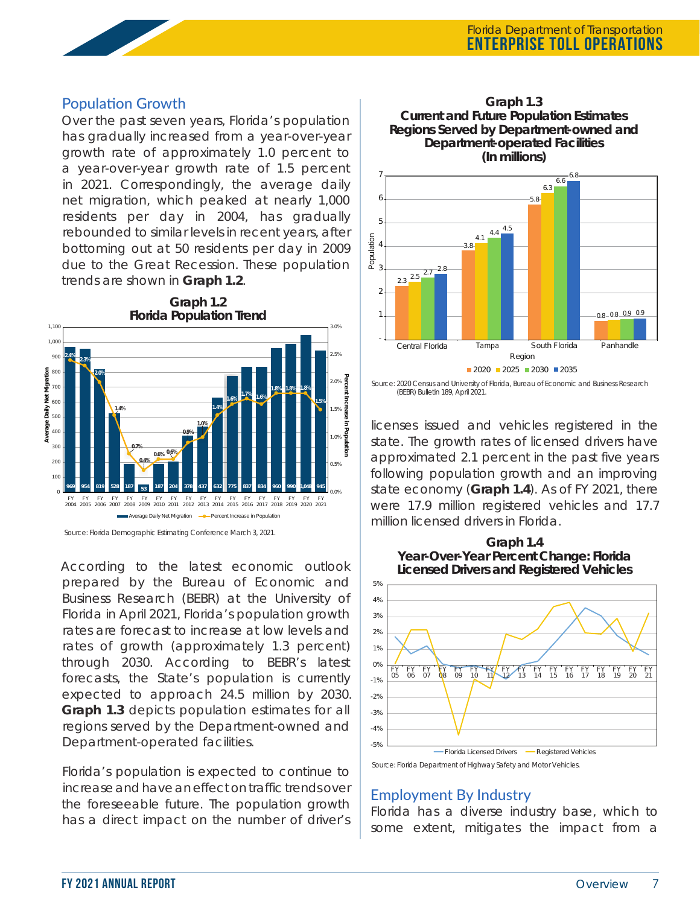## Population Growth

Over the past seven years, Florida's population has gradually increased from a year-over-year growth rate of approximately 1.0 percent to a year-over-year growth rate of 1.5 percent in 2021. Correspondingly, the average daily net migration, which peaked at nearly 1,000 residents per day in 2004, has gradually rebounded to similar levels in recent years, after bottoming out at 50 residents per day in 2009 due to the Great Recession. These population trends are shown in **Graph 1.2**.

**Graph 1.2**
**Florida Population Trend**

| Fiscal Year | Average Daily Net Migration | Percent Increase in Population |
|---|---|---|
| FY 2004 | 969 | 2.4% |
| FY 2005 | 954 | 2.3% |
| FY 2006 | 819 | 2.0% |
| FY 2007 | 528 | 1.4% |
| FY 2008 | 187 | 0.7% |
| FY 2009 | 53 | 0.4% |
| FY 2010 | 187 | 0.6% |
| FY 2011 | 204 | 0.6% |
| FY 2012 | 378 | 0.9% |
| FY 2013 | 437 | 1.0% |
| FY 2014 | 632 | 1.4% |
| FY 2015 | 775 | 1.6% |
| FY 2016 | 837 | 1.7% |
| FY 2017 | 834 | 1.6% |
| FY 2018 | 960 | 1.8% |
| FY 2019 | 990 | 1.8% |
| FY 2020 | 1,048 | 1.8% |
| FY 2021 | 945 | 1.5% |

Source: Florida Demographic Estimating Conference March 3, 2021.

According to the latest economic outlook prepared by the Bureau of Economic and Business Research (BEBR) at the University of Florida in April 2021, Florida's population growth rates are forecast to increase at low levels and rates of growth (approximately 1.3 percent) through 2030. According to BEBR's latest forecasts, the State's population is currently expected to approach 24.5 million by 2030. **Graph 1.3** depicts population estimates for all regions served by the Department-owned and Department-operated facilities.

Florida's population is expected to continue to increase and have an effect on traffic trends over the foreseeable future. The population growth has a direct impact on the number of driver's licenses issued and vehicles registered in the state. The growth rates of licensed drivers have approximated 2.1 percent in the past five years following population growth and an improving state economy (**Graph 1.4**). As of FY 2021, there were 17.9 million registered vehicles and 17.7 million licensed drivers in Florida.

**Graph 1.3**
**Current and Future Population Estimates Regions Served by Department-owned and Department-operated Facilities (In millions)**

| Region | 2020 | 2025 | 2030 | 2035 |
|---|---|---|---|---|
| Central Florida | 2.3 | 2.5 | 2.7 | 2.8 |
| Tampa | 3.8 | 4.1 | 4.4 | 4.5 |
| South Florida | 5.8 | 6.3 | 6.6 | 6.8 |
| Panhandle | 0.8 | 0.8 | 0.9 | 0.9 |

Source: 2020 Census and University of Florida, Bureau of Economic and Business Research (BEBR) Bulletin 189, April 2021.

**Graph 1.4**
**Year-Over-Year Percent Change: Florida Licensed Drivers and Registered Vehicles**

Source: Florida Department of Highway Safety and Motor Vehicles.

## Employment By Industry

Florida has a diverse industry base, which to some extent, mitigates the impact from a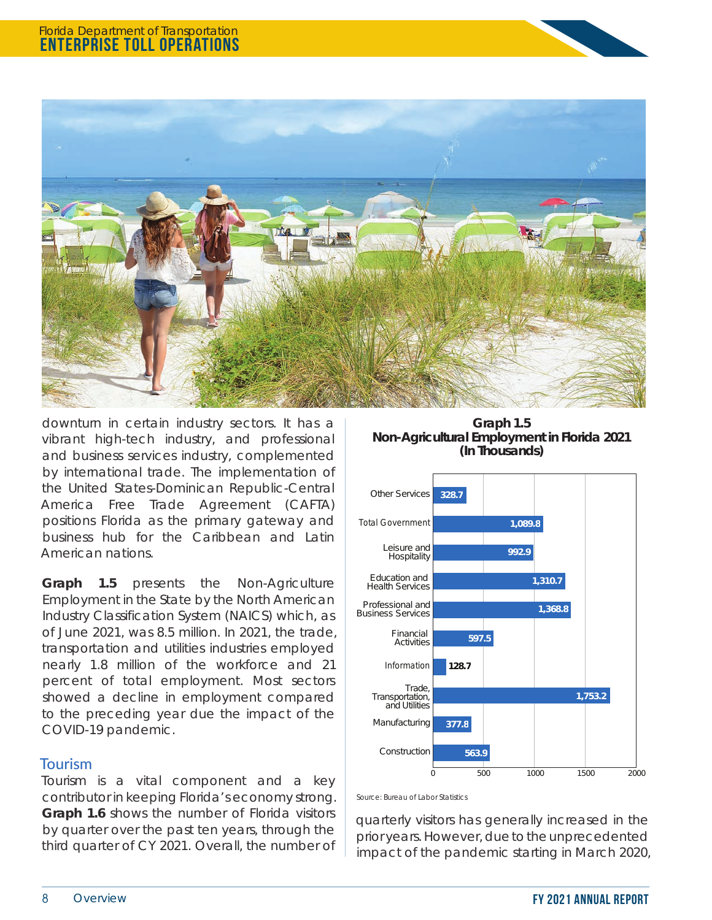downturn in certain industry sectors. It has a vibrant high-tech industry, and professional and business services industry, complemented by international trade. The implementation of the United States-Dominican Republic-Central America Free Trade Agreement (CAFTA) positions Florida as the primary gateway and business hub for the Caribbean and Latin American nations.

**Graph 1.5** presents the Non-Agriculture Employment in the State by the North American Industry Classification System (NAICS) which, as of June 2021, was 8.5 million. In 2021, the trade, transportation and utilities industries employed nearly 1.8 million of the workforce and 21 percent of total employment. Most sectors showed a decline in employment compared to the preceding year due the impact of the COVID-19 pandemic.

**Graph 1.5**
**Non-Agricultural Employment in Florida 2021**
**(In Thousands)**

| Sector | Employment (Thousands) |
|---|---|
| Other Services | 328.7 |
| Total Government | 1,089.8 |
| Leisure and Hospitality | 992.9 |
| Education and Health Services | 1,310.7 |
| Professional and Business Services | 1,368.8 |
| Financial Activities | 597.5 |
| Information | 128.7 |
| Trade, Transportation, and Utilities | 1,753.2 |
| Manufacturing | 377.8 |
| Construction | 563.9 |

*Source: Bureau of Labor Statistics*

## Tourism

Tourism is a vital component and a key contributor in keeping Florida's economy strong. **Graph 1.6** shows the number of Florida visitors by quarter over the past ten years, through the third quarter of CY 2021. Overall, the number of quarterly visitors has generally increased in the prior years. However, due to the unprecedented impact of the pandemic starting in March 2020,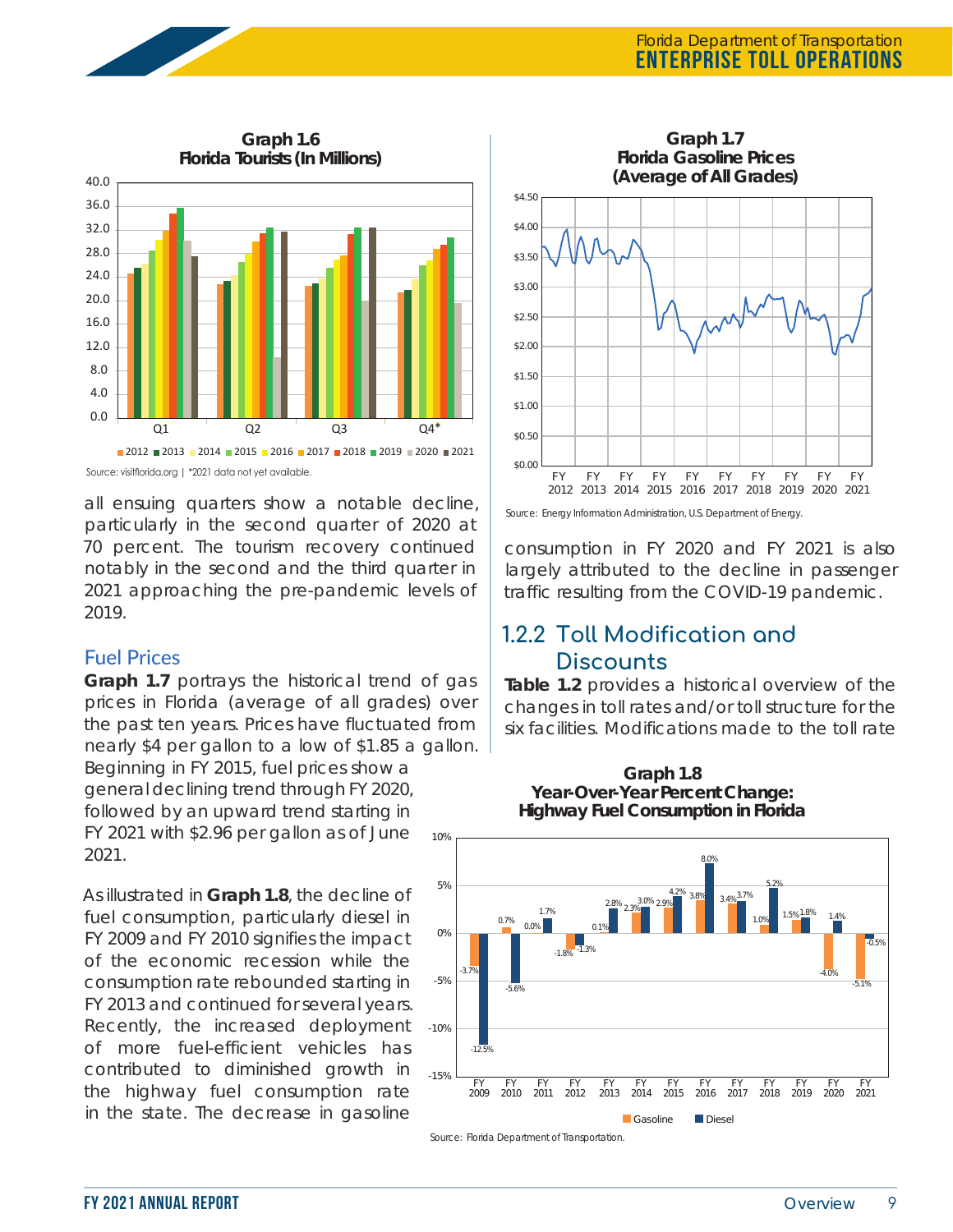**Graph 1.6**
**Florida Tourists (In Millions)**

Source: visitflorida.org | *2021 data not yet available.

all ensuing quarters show a notable decline, particularly in the second quarter of 2020 at 70 percent. The tourism recovery continued notably in the second and the third quarter in 2021 approaching the pre-pandemic levels of 2019.

### Fuel Prices

**Graph 1.7** portrays the historical trend of gas prices in Florida (average of all grades) over the past ten years. Prices have fluctuated from nearly $4 per gallon to a low of $1.85 a gallon. Beginning in FY 2015, fuel prices show a general declining trend through FY 2020, followed by an upward trend starting in FY 2021 with $2.96 per gallon as of June 2021.

As illustrated in **Graph 1.8**, the decline of fuel consumption, particularly diesel in FY 2009 and FY 2010 signifies the impact of the economic recession while the consumption rate rebounded starting in FY 2013 and continued for several years. Recently, the increased deployment of more fuel-efficient vehicles has contributed to diminished growth in the highway fuel consumption rate in the state. The decrease in gasoline consumption in FY 2020 and FY 2021 is also largely attributed to the decline in passenger traffic resulting from the COVID-19 pandemic.

**Graph 1.7**
**Florida Gasoline Prices (Average of All Grades)**

Source: Energy Information Administration, U.S. Department of Energy.

## 1.2.2 Toll Modification and Discounts

**Table 1.2** provides a historical overview of the changes in toll rates and/or toll structure for the six facilities. Modifications made to the toll rate

**Graph 1.8**
**Year-Over-Year Percent Change: Highway Fuel Consumption in Florida**

| | Gasoline | Diesel |
|---|---|---|
| FY 2009 | -3.7% | -12.5% |
| FY 2010 | 0.7% | -5.6% |
| FY 2011 | 0.0% | 1.7% |
| FY 2012 | -1.8% | -1.3% |
| FY 2013 | 0.1% | 2.8% |
| FY 2014 | 2.3% | 3.0% |
| FY 2015 | 2.9% | 4.2% |
| FY 2016 | 3.8% | 8.0% |
| FY 2017 | 3.4% | 3.7% |
| FY 2018 | 1.0% | 5.2% |
| FY 2019 | 1.5% | 1.8% |
| FY 2020 | -4.0% | 1.4% |
| FY 2021 | -5.1% | -0.5% |

Source: Florida Department of Transportation.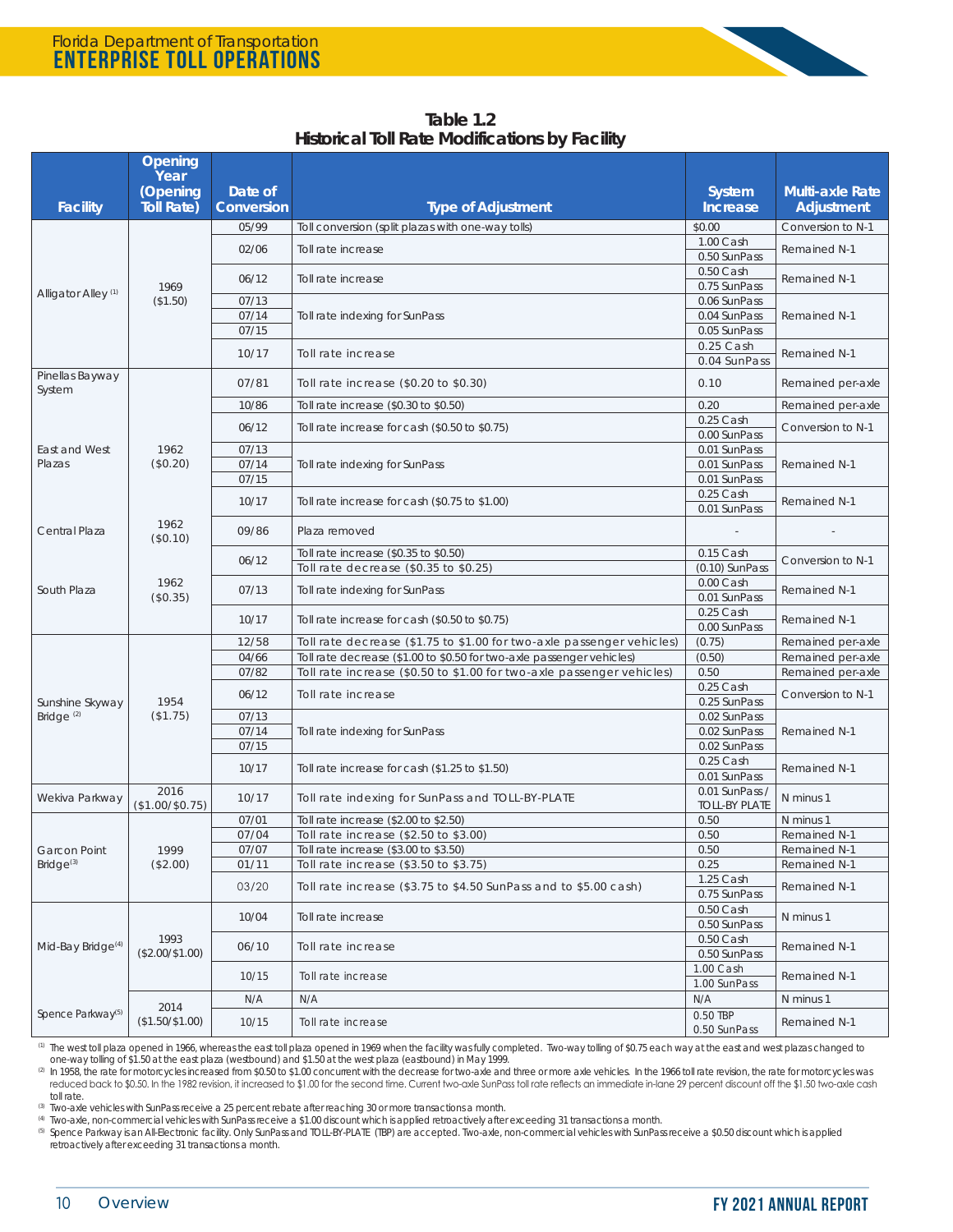**Table 1.2**
**Historical Toll Rate Modifications by Facility**

| Facility | Opening Year (Opening Toll Rate) | Date of Conversion | Type of Adjustment | System Increase | Multi-axle Rate Adjustment |
|---|---|---|---|---|---|
| Alligator Alley [1] | 1969 ($1.50) | 05/99 | Toll conversion (split plazas with one-way tolls) | $0.00 | Conversion to N-1 |
| | | 02/06 | Toll rate increase | 1.00 Cash<br>0.50 SunPass | Remained N-1 |
| | | 06/12 | Toll rate increase | 0.50 Cash<br>0.75 SunPass | Remained N-1 |
| | | 07/13<br>07/14<br>07/15 | Toll rate indexing for SunPass | 0.06 SunPass<br>0.04 SunPass<br>0.05 SunPass | Remained N-1 |
| | | 10/17 | Toll rate increase | 0.25 Cash<br>0.04 SunPass | Remained N-1 |
| Pinellas Bayway System | | 07/81 | Toll rate increase ($0.20 to $0.30) | 0.10 | Remained per-axle |
| East and West Plazas | 1962 ($0.20) | 10/86 | Toll rate increase ($0.30 to $0.50) | 0.20 | Remained per-axle |
| | | 06/12 | Toll rate increase for cash ($0.50 to $0.75) | 0.25 Cash<br>0.00 SunPass | Conversion to N-1 |
| | | 07/13<br>07/14<br>07/15 | Toll rate indexing for SunPass | 0.01 SunPass<br>0.01 SunPass<br>0.01 SunPass | Remained N-1 |
| | | 10/17 | Toll rate increase for cash ($0.75 to $1.00) | 0.25 Cash<br>0.01 SunPass | Remained N-1 |
| Central Plaza | 1962 ($0.10) | 09/86 | Plaza removed | - | - |
| South Plaza | 1962 ($0.35) | 06/12 | Toll rate increase ($0.35 to $0.50)<br>Toll rate decrease ($0.35 to $0.25) | 0.15 Cash<br>(0.10) SunPass | Conversion to N-1 |
| | | 07/13 | Toll rate indexing for SunPass | 0.00 Cash<br>0.01 SunPass | Remained N-1 |
| | | 10/17 | Toll rate increase for cash ($0.50 to $0.75) | 0.25 Cash<br>0.00 SunPass | Remained N-1 |
| Sunshine Skyway Bridge [2] | 1954 ($1.75) | 12/58 | Toll rate decrease ($1.75 to $1.00 for two-axle passenger vehicles) | (0.75) | Remained per-axle |
| | | 04/66 | Toll rate decrease ($1.00 to $0.50 for two-axle passenger vehicles) | (0.50) | Remained per-axle |
| | | 07/82 | Toll rate increase ($0.50 to $1.00 for two-axle passenger vehicles) | 0.50 | Remained per-axle |
| | | 06/12 | Toll rate increase | 0.25 Cash<br>0.25 SunPass | Conversion to N-1 |
| | | 07/13<br>07/14<br>07/15 | Toll rate indexing for SunPass | 0.02 SunPass<br>0.02 SunPass<br>0.02 SunPass | Remained N-1 |
| | | 10/17 | Toll rate increase for cash ($1.25 to $1.50) | 0.25 Cash<br>0.01 SunPass | Remained N-1 |
| Wekiva Parkway | 2016 ($1.00/$0.75) | 10/17 | Toll rate indexing for SunPass and TOLL-BY-PLATE | 0.01 SunPass / TOLL-BY PLATE | N minus 1 |
| Garcon Point Bridge [3] | 1999 ($2.00) | 07/01 | Toll rate increase ($2.00 to $2.50) | 0.50 | N minus 1 |
| | | 07/04 | Toll rate increase ($2.50 to $3.00) | 0.50 | Remained N-1 |
| | | 07/07 | Toll rate increase ($3.00 to $3.50) | 0.50 | Remained N-1 |
| | | 01/11 | Toll rate increase ($3.50 to $3.75) | 0.25 | Remained N-1 |
| | | 03/20 | Toll rate increase ($3.75 to $4.50 SunPass and to $5.00 cash) | 1.25 Cash<br>0.75 SunPass | Remained N-1 |
| Mid-Bay Bridge [4] | 1993 ($2.00/$1.00) | 10/04 | Toll rate increase | 0.50 Cash<br>0.50 SunPass | N minus 1 |
| | | 06/10 | Toll rate increase | 0.50 Cash<br>0.50 SunPass | Remained N-1 |
| | | 10/15 | Toll rate increase | 1.00 Cash<br>1.00 SunPass | Remained N-1 |
| Spence Parkway [5] | 2014 ($1.50/$1.00) | N/A | N/A | N/A | N minus 1 |
| | | 10/15 | Toll rate increase | 0.50 TBP<br>0.50 SunPass | Remained N-1 |

(1) The west toll plaza opened in 1966, whereas the east toll plaza opened in 1969 when the facility was fully completed. Two-way tolling of $0.75 each way at the east and west plazas changed to one-way tolling of $1.50 at the east plaza (westbound) and $1.50 at the west plaza (eastbound) in May 1999.

(2) In 1958, the rate for motorcycles increased from $0.50 to $1.00 concurrent with the decrease for two-axle and three or more axle vehicles. In the 1966 toll rate revision, the rate for motorcycles was reduced back to $0.50. In the 1982 revision, it increased to $1.00 for the second time. Current two-axle SunPass toll rate reflects an immediate in-lane 29 percent discount off the $1.50 two-axle cash toll rate.

(3) Two-axle vehicles with SunPass receive a 25 percent rebate after reaching 30 or more transactions a month.

(4) Two-axle, non-commercial vehicles with SunPass receive a $1.00 discount which is applied retroactively after exceeding 31 transactions a month.

(5) Spence Parkway is an All-Electronic facility. Only SunPass and TOLL-BY-PLATE (TBP) are accepted. Two-axle, non-commercial vehicles with SunPass receive a $0.50 discount which is applied retroactively after exceeding 31 transactions a month.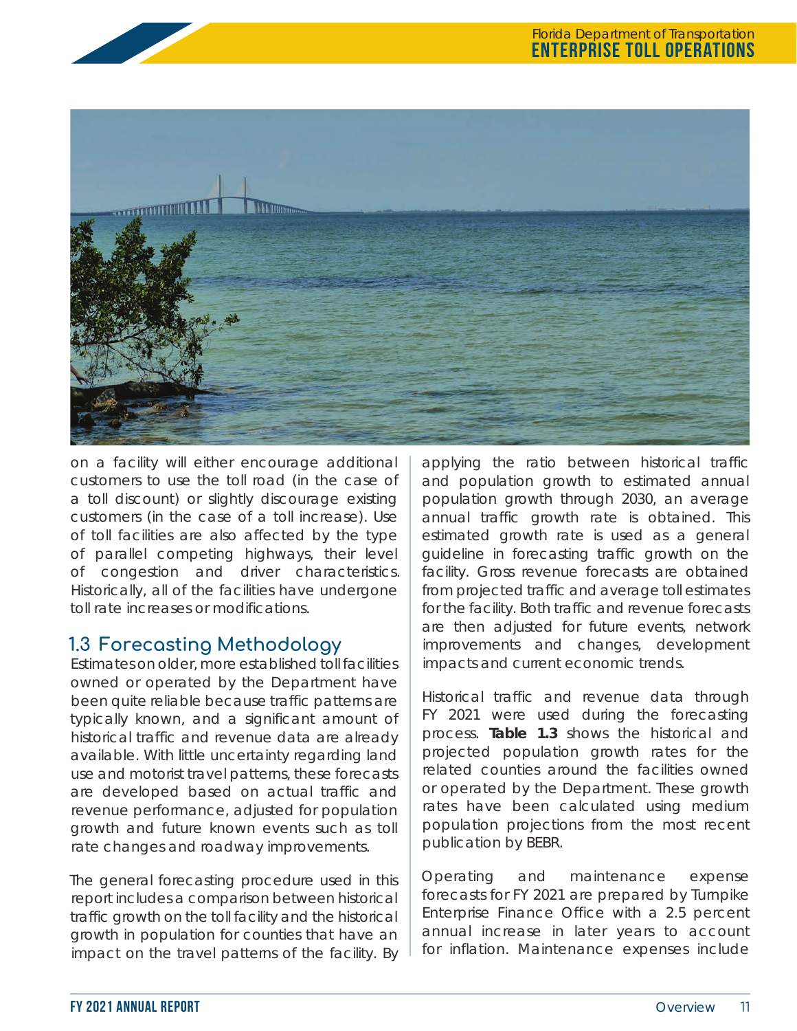on a facility will either encourage additional customers to use the toll road (in the case of a toll discount) or slightly discourage existing customers (in the case of a toll increase). Use of toll facilities are also affected by the type of parallel competing highways, their level of congestion and driver characteristics. Historically, all of the facilities have undergone toll rate increases or modifications.

## 1.3 Forecasting Methodology

Estimates on older, more established toll facilities owned or operated by the Department have been quite reliable because traffic patterns are typically known, and a significant amount of historical traffic and revenue data are already available. With little uncertainty regarding land use and motorist travel patterns, these forecasts are developed based on actual traffic and revenue performance, adjusted for population growth and future known events such as toll rate changes and roadway improvements.

The general forecasting procedure used in this report includes a comparison between historical traffic growth on the toll facility and the historical growth in population for counties that have an impact on the travel patterns of the facility. By applying the ratio between historical traffic and population growth to estimated annual population growth through 2030, an average annual traffic growth rate is obtained. This estimated growth rate is used as a general guideline in forecasting traffic growth on the facility. Gross revenue forecasts are obtained from projected traffic and average toll estimates for the facility. Both traffic and revenue forecasts are then adjusted for future events, network improvements and changes, development impacts and current economic trends.

Historical traffic and revenue data through FY 2021 were used during the forecasting process. **Table 1.3** shows the historical and projected population growth rates for the related counties around the facilities owned or operated by the Department. These growth rates have been calculated using medium population projections from the most recent publication by BEBR.

Operating and maintenance expense forecasts for FY 2021 are prepared by Turnpike Enterprise Finance Office with a 2.5 percent annual increase in later years to account for inflation. Maintenance expenses include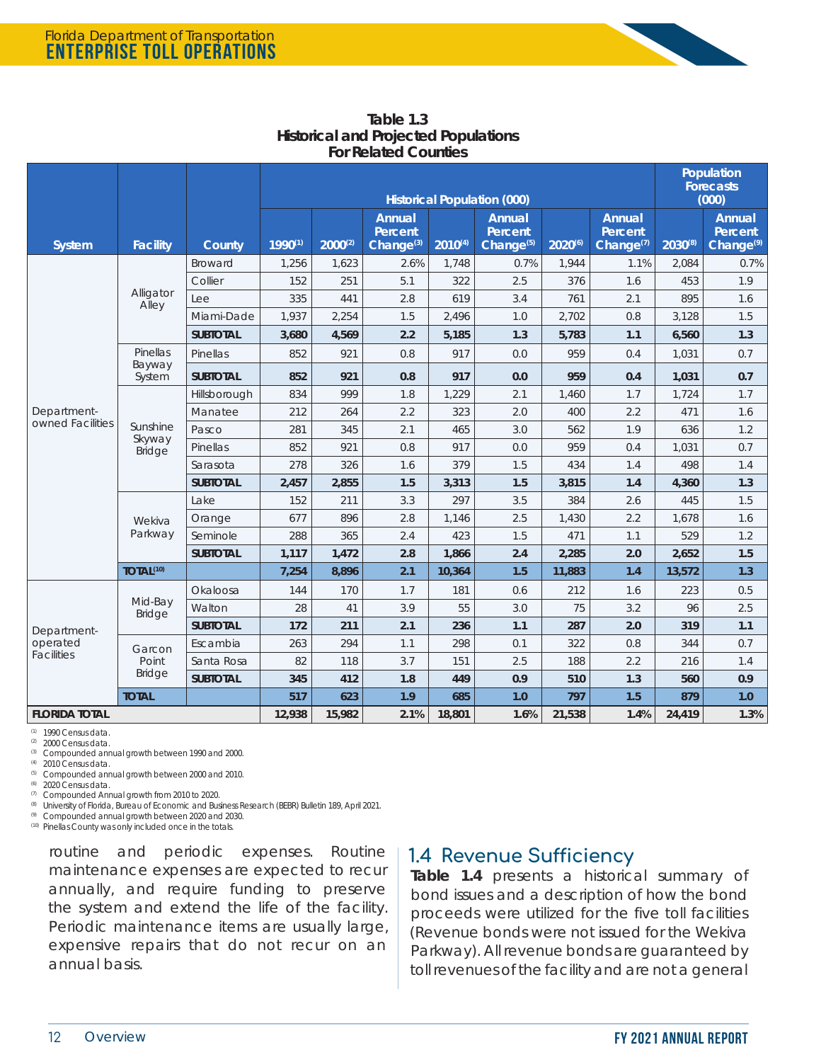**Table 1.3**
**Historical and Projected Populations**
**For Related Counties**

| System | Facility | County | Historical Population (000) | | | | | | | Population Forecasts (000) | |
|---|---|---|---|---|---|---|---|---|---|---|---|
| | | | 1990[1] | 2000[2] | Annual Percent Change[3] | 2010[4] | Annual Percent Change[5] | 2020[6] | Annual Percent Change[7] | 2030[8] | Annual Percent Change[9] |
| Department-owned Facilities | Alligator Alley | Broward | 1,256 | 1,623 | 2.6% | 1,748 | 0.7% | 1,944 | 1.1% | 2,084 | 0.7% |
| | | Collier | 152 | 251 | 5.1 | 322 | 2.5 | 376 | 1.6 | 453 | 1.9 |
| | | Lee | 335 | 441 | 2.8 | 619 | 3.4 | 761 | 2.1 | 895 | 1.6 |
| | | Miami-Dade | 1,937 | 2,254 | 1.5 | 2,496 | 1.0 | 2,702 | 0.8 | 3,128 | 1.5 |
| | | **SUBTOTAL** | **3,680** | **4,569** | **2.2** | **5,185** | **1.3** | **5,783** | **1.1** | **6,560** | **1.3** |
| | Pinellas Bayway System | Pinellas | 852 | 921 | 0.8 | 917 | 0.0 | 959 | 0.4 | 1,031 | 0.7 |
| | | **SUBTOTAL** | **852** | **921** | **0.8** | **917** | **0.0** | **959** | **0.4** | **1,031** | **0.7** |
| | Sunshine Skyway Bridge | Hillsborough | 834 | 999 | 1.8 | 1,229 | 2.1 | 1,460 | 1.7 | 1,724 | 1.7 |
| | | Manatee | 212 | 264 | 2.2 | 323 | 2.0 | 400 | 2.2 | 471 | 1.6 |
| | | Pasco | 281 | 345 | 2.1 | 465 | 3.0 | 562 | 1.9 | 636 | 1.2 |
| | | Pinellas | 852 | 921 | 0.8 | 917 | 0.0 | 959 | 0.4 | 1,031 | 0.7 |
| | | Sarasota | 278 | 326 | 1.6 | 379 | 1.5 | 434 | 1.4 | 498 | 1.4 |
| | | **SUBTOTAL** | **2,457** | **2,855** | **1.5** | **3,313** | **1.5** | **3,815** | **1.4** | **4,360** | **1.3** |
| | Wekiva Parkway | Lake | 152 | 211 | 3.3 | 297 | 3.5 | 384 | 2.6 | 445 | 1.5 |
| | | Orange | 677 | 896 | 2.8 | 1,146 | 2.5 | 1,430 | 2.2 | 1,678 | 1.6 |
| | | Seminole | 288 | 365 | 2.4 | 423 | 1.5 | 471 | 1.1 | 529 | 1.2 |
| | | **SUBTOTAL** | **1,117** | **1,472** | **2.8** | **1,866** | **2.4** | **2,285** | **2.0** | **2,652** | **1.5** |
| | **TOTAL[10]** | | **7,254** | **8,896** | **2.1** | **10,364** | **1.5** | **11,883** | **1.4** | **13,572** | **1.3** |
| Department-operated Facilities | Mid-Bay Bridge | Okaloosa | 144 | 170 | 1.7 | 181 | 0.6 | 212 | 1.6 | 223 | 0.5 |
| | | Walton | 28 | 41 | 3.9 | 55 | 3.0 | 75 | 3.2 | 96 | 2.5 |
| | | **SUBTOTAL** | **172** | **211** | **2.1** | **236** | **1.1** | **287** | **2.0** | **319** | **1.1** |
| | Garcon Point Bridge | Escambia | 263 | 294 | 1.1 | 298 | 0.1 | 322 | 0.8 | 344 | 0.7 |
| | | Santa Rosa | 82 | 118 | 3.7 | 151 | 2.5 | 188 | 2.2 | 216 | 1.4 |
| | | **SUBTOTAL** | **345** | **412** | **1.8** | **449** | **0.9** | **510** | **1.3** | **560** | **0.9** |
| | **TOTAL** | | **517** | **623** | **1.9** | **685** | **1.0** | **797** | **1.5** | **879** | **1.0** |
| **FLORIDA TOTAL** | | | **12,938** | **15,982** | **2.1%** | **18,801** | **1.6%** | **21,538** | **1.4%** | **24,419** | **1.3%** |

(1) 1990 Census data.
(2) 2000 Census data.
(3) Compounded annual growth between 1990 and 2000.
(4) 2010 Census data.
(5) Compounded annual growth between 2000 and 2010.
(6) 2020 Census data.
(7) Compounded Annual growth from 2010 to 2020.
(8) University of Florida, Bureau of Economic and Business Research (BEBR) Bulletin 189, April 2021.
(9) Compounded annual growth between 2020 and 2030.
(10) Pinellas County was only included once in the totals.

routine and periodic expenses. Routine maintenance expenses are expected to recur annually, and require funding to preserve the system and extend the life of the facility. Periodic maintenance items are usually large, expensive repairs that do not recur on an annual basis.

## 1.4 Revenue Sufficiency

**Table 1.4** presents a historical summary of bond issues and a description of how the bond proceeds were utilized for the five toll facilities (Revenue bonds were not issued for the Wekiva Parkway). All revenue bonds are guaranteed by toll revenues of the facility and are not a general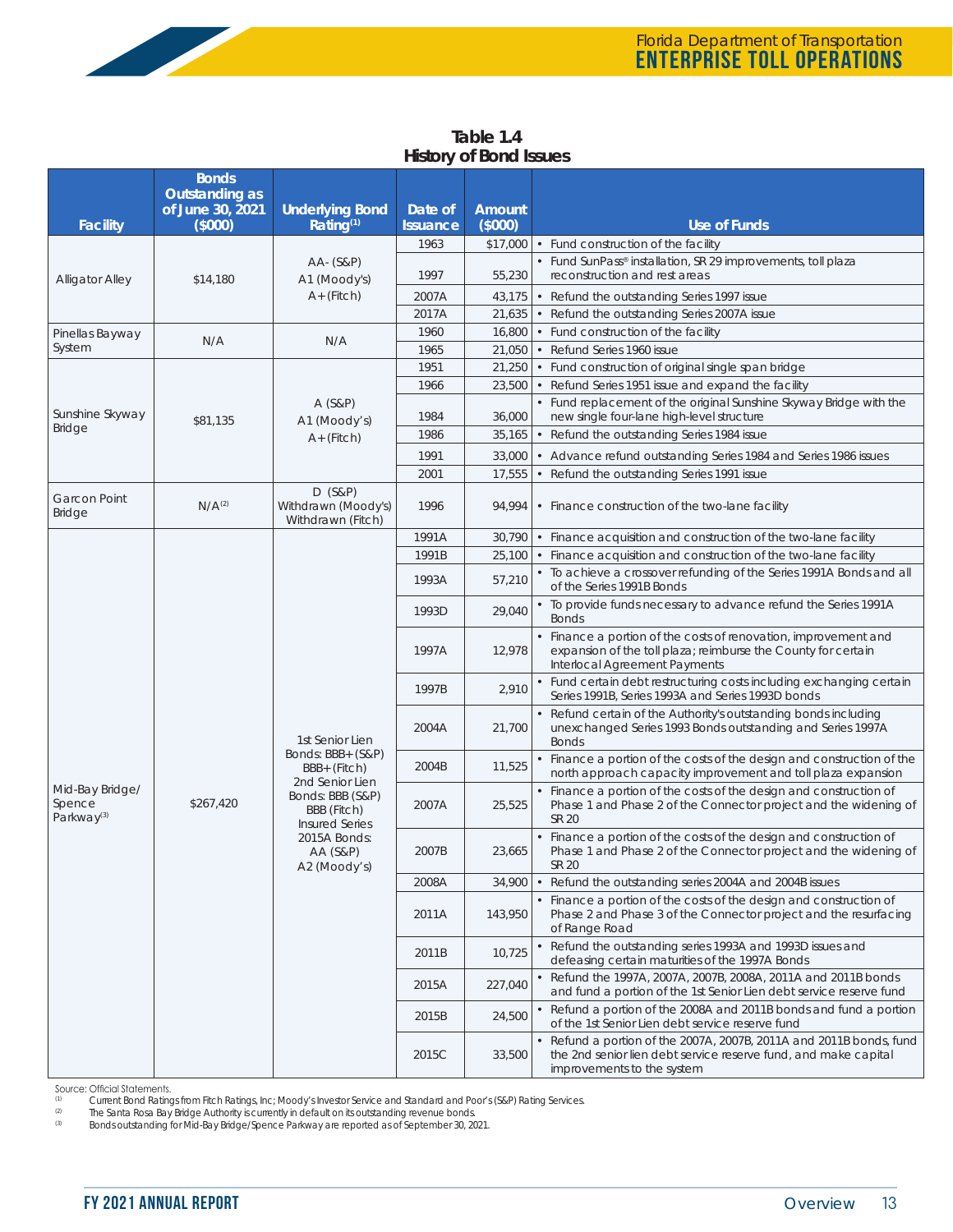**Table 1.4**
**History of Bond Issues**

| Facility | Bonds Outstanding as of June 30, 2021 ($000) | Underlying Bond Rating[1] | Date of Issuance | Amount ($000) | Use of Funds |
|---|---|---|---|---|---|
| Alligator Alley | $14,180 | AA- (S&P) A1 (Moody's) A+ (Fitch) | 1963 | $17,000 | • Fund construction of the facility |
| | | | 1997 | 55,230 | • Fund SunPass® installation, SR 29 improvements, toll plaza reconstruction and rest areas |
| | | | 2007A | 43,175 | • Refund the outstanding Series 1997 issue |
| | | | 2017A | 21,635 | • Refund the outstanding Series 2007A issue |
| Pinellas Bayway System | N/A | N/A | 1960 | 16,800 | • Fund construction of the facility |
| | | | 1965 | 21,050 | • Refund Series 1960 issue |
| Sunshine Skyway Bridge | $81,135 | A (S&P) A1 (Moody's) A+ (Fitch) | 1951 | 21,250 | • Fund construction of original single span bridge |
| | | | 1966 | 23,500 | • Refund Series 1951 issue and expand the facility |
| | | | 1984 | 36,000 | • Fund replacement of the original Sunshine Skyway Bridge with the new single four-lane high-level structure |
| | | | 1986 | 35,165 | • Refund the outstanding Series 1984 issue |
| | | | 1991 | 33,000 | • Advance refund outstanding Series 1984 and Series 1986 issues |
| | | | 2001 | 17,555 | • Refund the outstanding Series 1991 issue |
| Garcon Point Bridge | N/A[2] | D (S&P) Withdrawn (Moody's) Withdrawn (Fitch) | 1996 | 94,994 | • Finance construction of the two-lane facility |
| Mid-Bay Bridge/ Spence Parkway[3] | $267,420 | 1st Senior Lien Bonds: BBB+ (S&P) BBB+ (Fitch) 2nd Senior Lien Bonds: BBB (S&P) BBB (Fitch) Insured Series 2015A Bonds: AA (S&P) A2 (Moody's) | 1991A | 30,790 | • Finance acquisition and construction of the two-lane facility |
| | | | 1991B | 25,100 | • Finance acquisition and construction of the two-lane facility |
| | | | 1993A | 57,210 | • To achieve a crossover refunding of the Series 1991A Bonds and all of the Series 1991B Bonds |
| | | | 1993D | 29,040 | • To provide funds necessary to advance refund the Series 1991A Bonds |
| | | | 1997A | 12,978 | • Finance a portion of the costs of renovation, improvement and expansion of the toll plaza; reimburse the County for certain Interlocal Agreement Payments |
| | | | 1997B | 2,910 | • Fund certain debt restructuring costs including exchanging certain Series 1991B, Series 1993A and Series 1993D bonds |
| | | | 2004A | 21,700 | • Refund certain of the Authority's outstanding bonds including unexchanged Series 1993 Bonds outstanding and Series 1997A Bonds |
| | | | 2004B | 11,525 | • Finance a portion of the costs of the design and construction of the north approach capacity improvement and toll plaza expansion |
| | | | 2007A | 25,525 | • Finance a portion of the costs of the design and construction of Phase 1 and Phase 2 of the Connector project and the widening of SR 20 |
| | | | 2007B | 23,665 | • Finance a portion of the costs of the design and construction of Phase 1 and Phase 2 of the Connector project and the widening of SR 20 |
| | | | 2008A | 34,900 | • Refund the outstanding series 2004A and 2004B issues |
| | | | 2011A | 143,950 | • Finance a portion of the costs of the design and construction of Phase 2 and Phase 3 of the Connector project and the resurfacing of Range Road |
| | | | 2011B | 10,725 | • Refund the outstanding series 1993A and 1993D issues and defeasing certain maturities of the 1997A Bonds |
| | | | 2015A | 227,040 | • Refund the 1997A, 2007A, 2007B, 2008A, 2011A and 2011B bonds and fund a portion of the 1st Senior Lien debt service reserve fund |
| | | | 2015B | 24,500 | • Refund a portion of the 2008A and 2011B bonds and fund a portion of the 1st Senior Lien debt service reserve fund |
| | | | 2015C | 33,500 | • Refund a portion of the 2007A, 2007B, 2011A and 2011B bonds, fund the 2nd senior lien debt service reserve fund, and make capital improvements to the system |

Source: Official Statements.

(1) Current Bond Ratings from Fitch Ratings, Inc; Moody's Investor Service and Standard and Poor's (S&P) Rating Services.

(2) The Santa Rosa Bay Bridge Authority is currently in default on its outstanding revenue bonds.

(3) Bonds outstanding for Mid-Bay Bridge/Spence Parkway are reported as of September 30, 2021.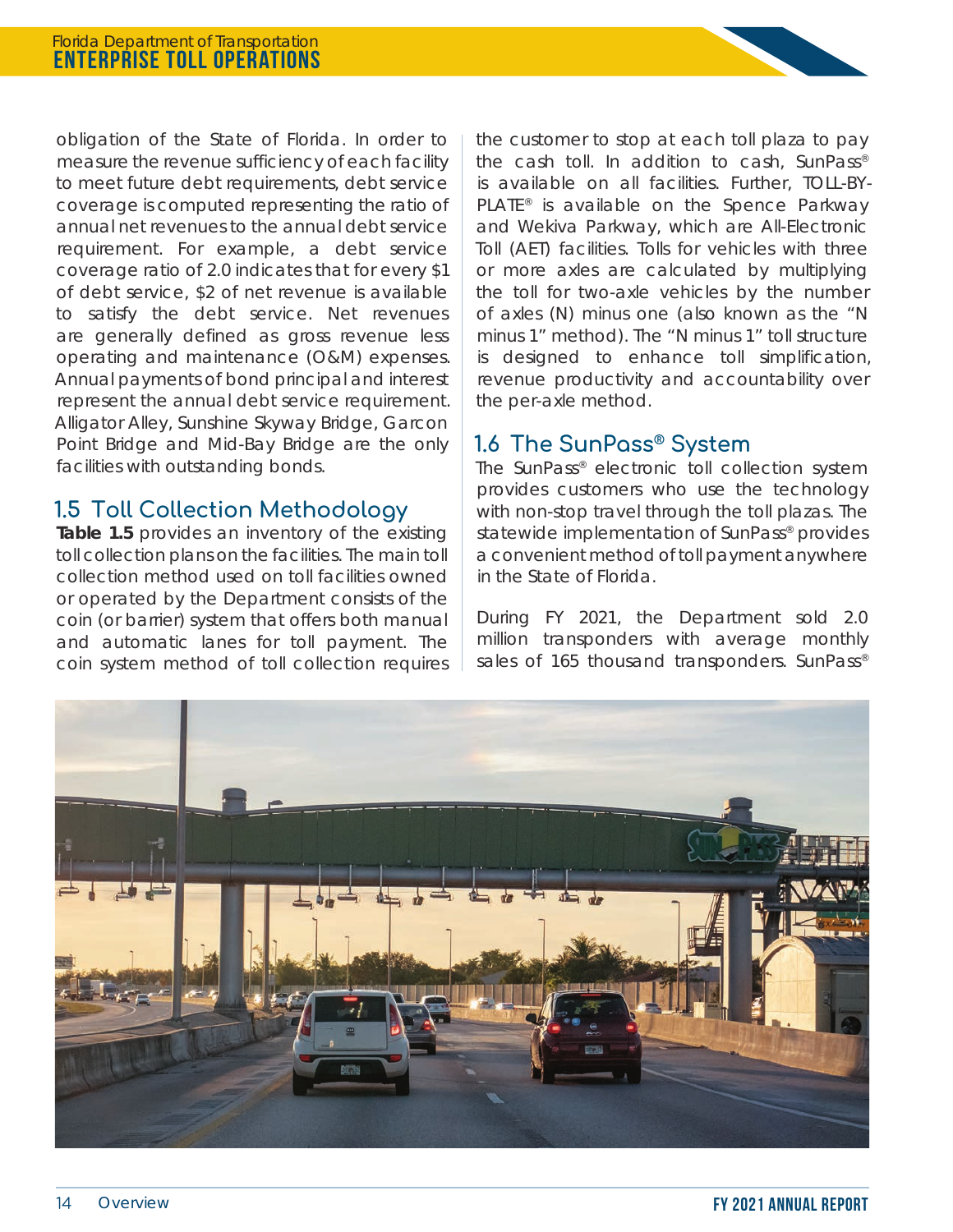obligation of the State of Florida. In order to measure the revenue sufficiency of each facility to meet future debt requirements, debt service coverage is computed representing the ratio of annual net revenues to the annual debt service requirement. For example, a debt service coverage ratio of 2.0 indicates that for every $1 of debt service, $2 of net revenue is available to satisfy the debt service. Net revenues are generally defined as gross revenue less operating and maintenance (O&M) expenses. Annual payments of bond principal and interest represent the annual debt service requirement. Alligator Alley, Sunshine Skyway Bridge, Garcon Point Bridge and Mid-Bay Bridge are the only facilities with outstanding bonds.

## 1.5 Toll Collection Methodology

**Table 1.5** provides an inventory of the existing toll collection plans on the facilities. The main toll collection method used on toll facilities owned or operated by the Department consists of the coin (or barrier) system that offers both manual and automatic lanes for toll payment. The coin system method of toll collection requires the customer to stop at each toll plaza to pay the cash toll. In addition to cash, SunPass® is available on all facilities. Further, TOLL-BY-PLATE® is available on the Spence Parkway and Wekiva Parkway, which are All-Electronic Toll (AET) facilities. Tolls for vehicles with three or more axles are calculated by multiplying the toll for two-axle vehicles by the number of axles (N) minus one (also known as the "N minus 1" method). The "N minus 1" toll structure is designed to enhance toll simplification, revenue productivity and accountability over the per-axle method.

## 1.6 The SunPass® System

The SunPass® electronic toll collection system provides customers who use the technology with non-stop travel through the toll plazas. The statewide implementation of SunPass® provides a convenient method of toll payment anywhere in the State of Florida.

During FY 2021, the Department sold 2.0 million transponders with average monthly sales of 165 thousand transponders. SunPass®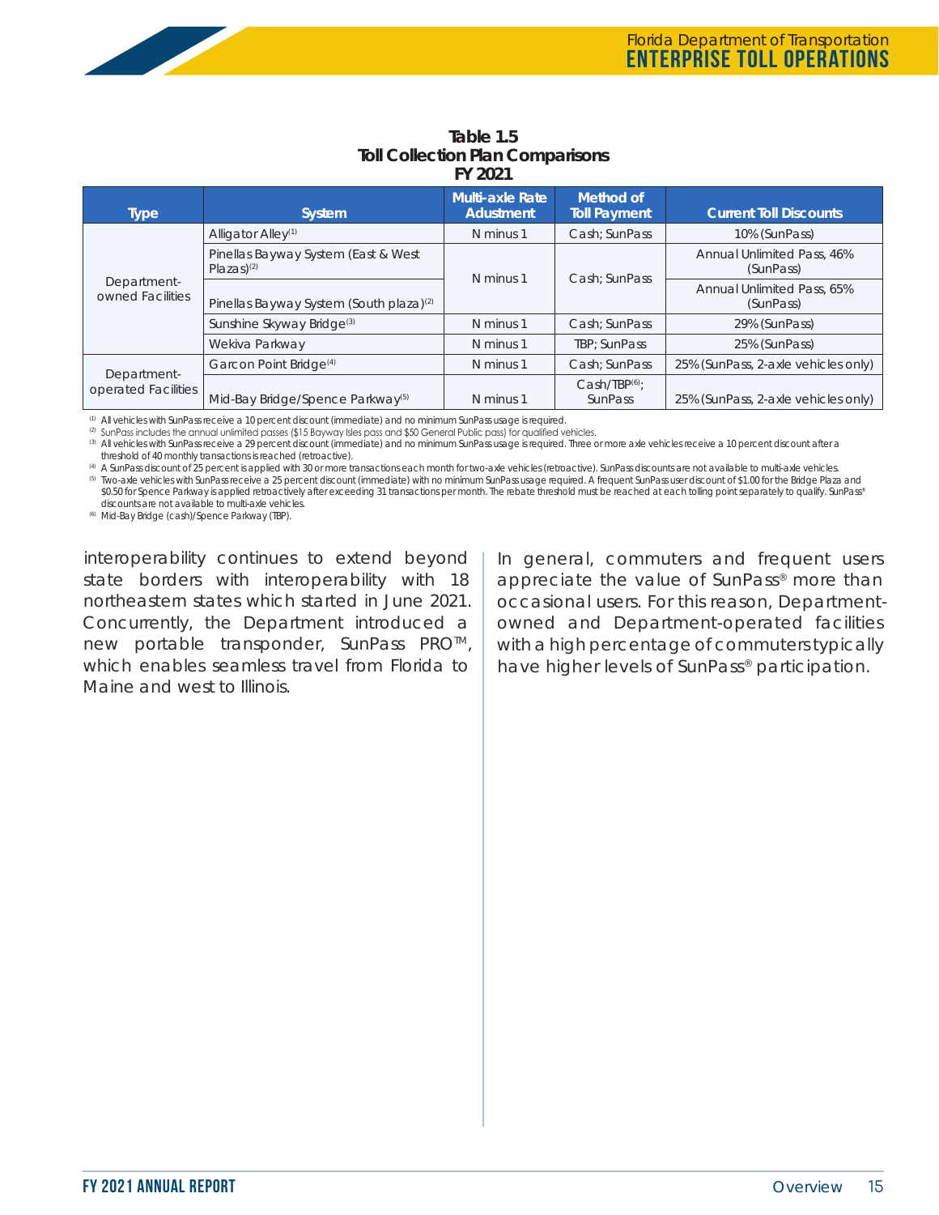**Table 1.5**
**Toll Collection Plan Comparisons**
**FY 2021**

| Type | System | Multi-axle Rate Adustment | Method of Toll Payment | Current Toll Discounts |
|---|---|---|---|---|
| Department-owned Facilities | Alligator Alley[1] | N minus 1 | Cash; SunPass | 10% (SunPass) |
| | Pinellas Bayway System (East & West Plazas)[2] | N minus 1 | Cash; SunPass | Annual Unlimited Pass, 46% (SunPass) |
| | Pinellas Bayway System (South plaza)[2] | | | Annual Unlimited Pass, 65% (SunPass) |
| | Sunshine Skyway Bridge[3] | N minus 1 | Cash; SunPass | 29% (SunPass) |
| | Wekiva Parkway | N minus 1 | TBP; SunPass | 25% (SunPass) |
| Department-operated Facilities | Garcon Point Bridge[4] | N minus 1 | Cash; SunPass | 25% (SunPass, 2-axle vehicles only) |
| | Mid-Bay Bridge/Spence Parkway[5] | N minus 1 | Cash/TBP[6]; SunPass | 25% (SunPass, 2-axle vehicles only) |

[1] All vehicles with SunPass receive a 10 percent discount (immediate) and no minimum SunPass usage is required.
[2] SunPass includes the annual unlimited passes ($15 Bayway Isles pass and $50 General Public pass) for qualified vehicles.
[3] All vehicles with SunPass receive a 29 percent discount (immediate) and no minimum SunPass usage is required. Three or more axle vehicles receive a 10 percent discount after a threshold of 40 monthly transactions is reached (retroactive).
[4] A SunPass discount of 25 percent is applied with 30 or more transactions each month for two-axle vehicles (retroactive). SunPass discounts are not available to multi-axle vehicles.
[5] Two-axle vehicles with SunPass receive a 25 percent discount (immediate) with no minimum SunPass usage required. A frequent SunPass user discount of $1.00 for the Bridge Plaza and $0.50 for Spence Parkway is applied retroactively after exceeding 31 transactions per month. The rebate threshold must be reached at each tolling point separately to qualify. SunPass® discounts are not available to multi-axle vehicles.
[6] Mid-Bay Bridge (cash)/Spence Parkway (TBP).

interoperability continues to extend beyond state borders with interoperability with 18 northeastern states which started in June 2021. Concurrently, the Department introduced a new portable transponder, SunPass PRO™, which enables seamless travel from Florida to Maine and west to Illinois.

In general, commuters and frequent users appreciate the value of SunPass® more than occasional users. For this reason, Department-owned and Department-operated facilities with a high percentage of commuters typically have higher levels of SunPass® participation.